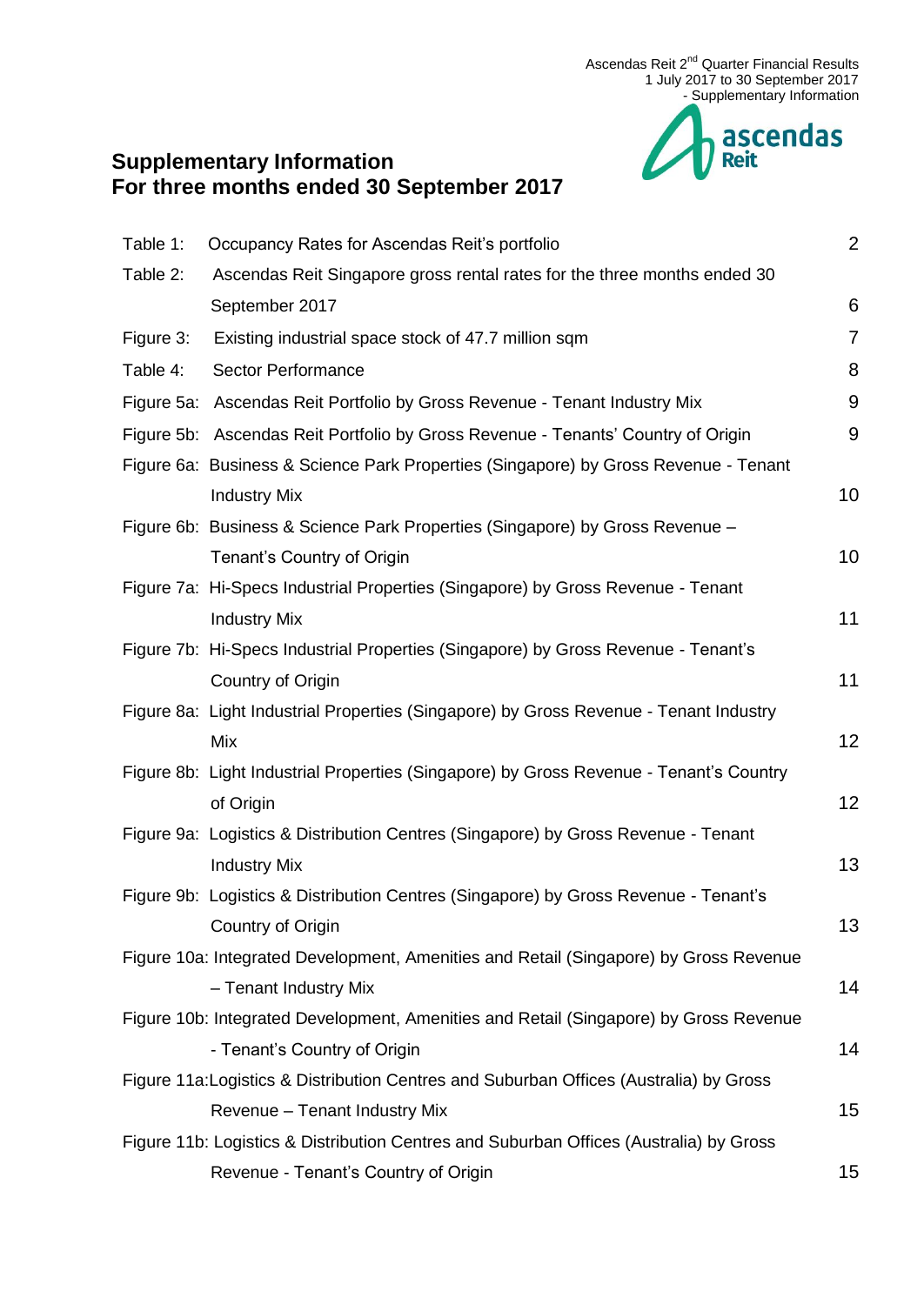Ascendas Reit 2nd Quarter Financial Results
1 July 2017 to 30 September 2017
- Supplementary Information

# Supplementary Information
# For three months ended 30 September 2017

| | | |
|---|---|---|
| Table 1: | Occupancy Rates for Ascendas Reit's portfolio | 2 |
| Table 2: | Ascendas Reit Singapore gross rental rates for the three months ended 30 September 2017 | 6 |
| Figure 3: | Existing industrial space stock of 47.7 million sqm | 7 |
| Table 4: | Sector Performance | 8 |
| Figure 5a: | Ascendas Reit Portfolio by Gross Revenue - Tenant Industry Mix | 9 |
| Figure 5b: | Ascendas Reit Portfolio by Gross Revenue - Tenants' Country of Origin | 9 |
| Figure 6a: | Business & Science Park Properties (Singapore) by Gross Revenue - Tenant Industry Mix | 10 |
| Figure 6b: | Business & Science Park Properties (Singapore) by Gross Revenue – Tenant's Country of Origin | 10 |
| Figure 7a: | Hi-Specs Industrial Properties (Singapore) by Gross Revenue - Tenant Industry Mix | 11 |
| Figure 7b: | Hi-Specs Industrial Properties (Singapore) by Gross Revenue - Tenant's Country of Origin | 11 |
| Figure 8a: | Light Industrial Properties (Singapore) by Gross Revenue - Tenant Industry Mix | 12 |
| Figure 8b: | Light Industrial Properties (Singapore) by Gross Revenue - Tenant's Country of Origin | 12 |
| Figure 9a: | Logistics & Distribution Centres (Singapore) by Gross Revenue - Tenant Industry Mix | 13 |
| Figure 9b: | Logistics & Distribution Centres (Singapore) by Gross Revenue - Tenant's Country of Origin | 13 |
| Figure 10a: | Integrated Development, Amenities and Retail (Singapore) by Gross Revenue – Tenant Industry Mix | 14 |
| Figure 10b: | Integrated Development, Amenities and Retail (Singapore) by Gross Revenue - Tenant's Country of Origin | 14 |
| Figure 11a: | Logistics & Distribution Centres and Suburban Offices (Australia) by Gross Revenue – Tenant Industry Mix | 15 |
| Figure 11b: | Logistics & Distribution Centres and Suburban Offices (Australia) by Gross Revenue - Tenant's Country of Origin | 15 |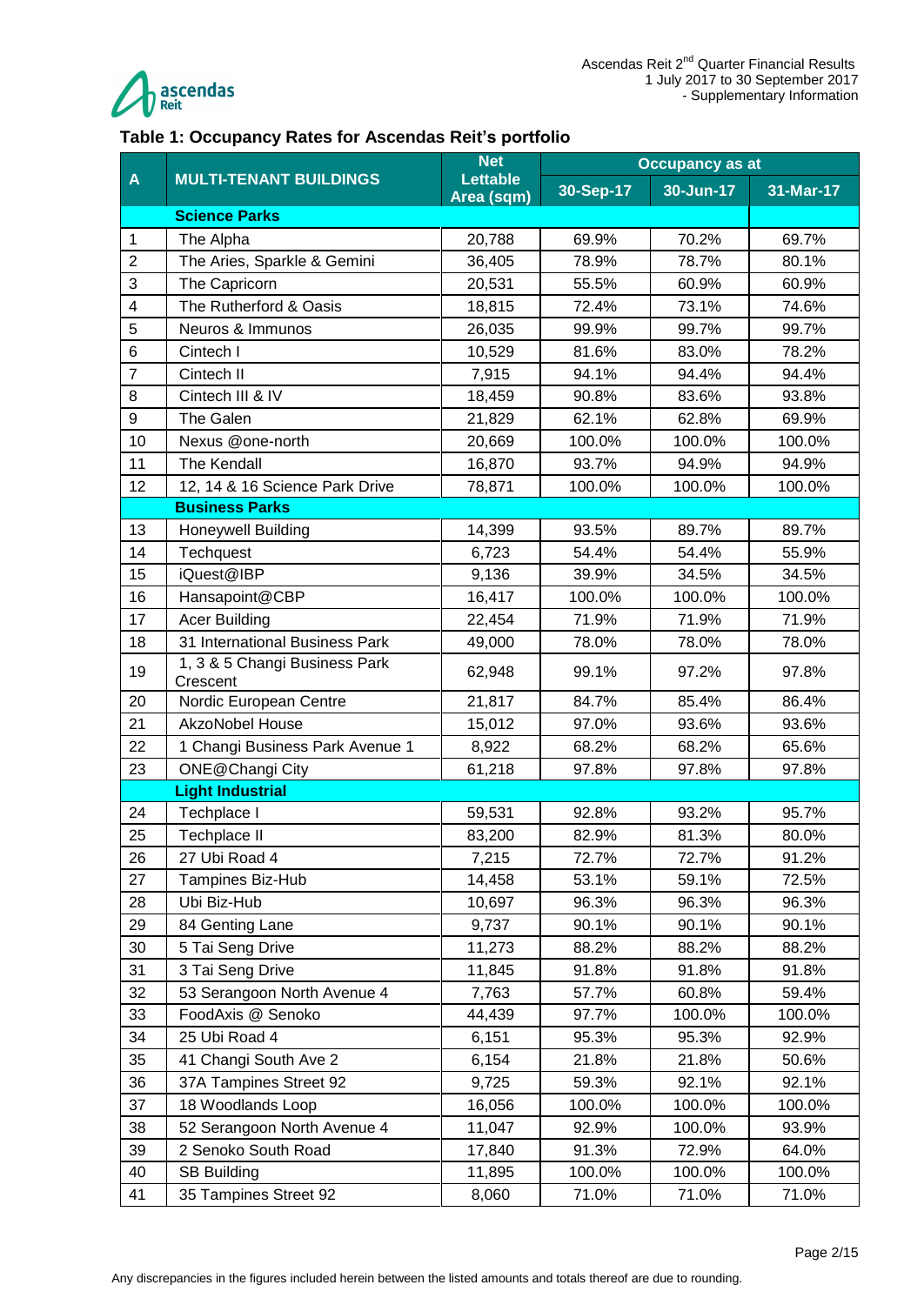### Table 1: Occupancy Rates for Ascendas Reit's portfolio

| A | MULTI-TENANT BUILDINGS | Net Lettable Area (sqm) | Occupancy as at | | |
|---|---|---|---|---|---|
| | | | 30-Sep-17 | 30-Jun-17 | 31-Mar-17 |
| | **Science Parks** | | | | |
| 1 | The Alpha | 20,788 | 69.9% | 70.2% | 69.7% |
| 2 | The Aries, Sparkle & Gemini | 36,405 | 78.9% | 78.7% | 80.1% |
| 3 | The Capricorn | 20,531 | 55.5% | 60.9% | 60.9% |
| 4 | The Rutherford & Oasis | 18,815 | 72.4% | 73.1% | 74.6% |
| 5 | Neuros & Immunos | 26,035 | 99.9% | 99.7% | 99.7% |
| 6 | Cintech I | 10,529 | 81.6% | 83.0% | 78.2% |
| 7 | Cintech II | 7,915 | 94.1% | 94.4% | 94.4% |
| 8 | Cintech III & IV | 18,459 | 90.8% | 83.6% | 93.8% |
| 9 | The Galen | 21,829 | 62.1% | 62.8% | 69.9% |
| 10 | Nexus @one-north | 20,669 | 100.0% | 100.0% | 100.0% |
| 11 | The Kendall | 16,870 | 93.7% | 94.9% | 94.9% |
| 12 | 12, 14 & 16 Science Park Drive | 78,871 | 100.0% | 100.0% | 100.0% |
| | **Business Parks** | | | | |
| 13 | Honeywell Building | 14,399 | 93.5% | 89.7% | 89.7% |
| 14 | Techquest | 6,723 | 54.4% | 54.4% | 55.9% |
| 15 | iQuest@IBP | 9,136 | 39.9% | 34.5% | 34.5% |
| 16 | Hansapoint@CBP | 16,417 | 100.0% | 100.0% | 100.0% |
| 17 | Acer Building | 22,454 | 71.9% | 71.9% | 71.9% |
| 18 | 31 International Business Park | 49,000 | 78.0% | 78.0% | 78.0% |
| 19 | 1, 3 & 5 Changi Business Park Crescent | 62,948 | 99.1% | 97.2% | 97.8% |
| 20 | Nordic European Centre | 21,817 | 84.7% | 85.4% | 86.4% |
| 21 | AkzoNobel House | 15,012 | 97.0% | 93.6% | 93.6% |
| 22 | 1 Changi Business Park Avenue 1 | 8,922 | 68.2% | 68.2% | 65.6% |
| 23 | ONE@Changi City | 61,218 | 97.8% | 97.8% | 97.8% |
| | **Light Industrial** | | | | |
| 24 | Techplace I | 59,531 | 92.8% | 93.2% | 95.7% |
| 25 | Techplace II | 83,200 | 82.9% | 81.3% | 80.0% |
| 26 | 27 Ubi Road 4 | 7,215 | 72.7% | 72.7% | 91.2% |
| 27 | Tampines Biz-Hub | 14,458 | 53.1% | 59.1% | 72.5% |
| 28 | Ubi Biz-Hub | 10,697 | 96.3% | 96.3% | 96.3% |
| 29 | 84 Genting Lane | 9,737 | 90.1% | 90.1% | 90.1% |
| 30 | 5 Tai Seng Drive | 11,273 | 88.2% | 88.2% | 88.2% |
| 31 | 3 Tai Seng Drive | 11,845 | 91.8% | 91.8% | 91.8% |
| 32 | 53 Serangoon North Avenue 4 | 7,763 | 57.7% | 60.8% | 59.4% |
| 33 | FoodAxis @ Senoko | 44,439 | 97.7% | 100.0% | 100.0% |
| 34 | 25 Ubi Road 4 | 6,151 | 95.3% | 95.3% | 92.9% |
| 35 | 41 Changi South Ave 2 | 6,154 | 21.8% | 21.8% | 50.6% |
| 36 | 37A Tampines Street 92 | 9,725 | 59.3% | 92.1% | 92.1% |
| 37 | 18 Woodlands Loop | 16,056 | 100.0% | 100.0% | 100.0% |
| 38 | 52 Serangoon North Avenue 4 | 11,047 | 92.9% | 100.0% | 93.9% |
| 39 | 2 Senoko South Road | 17,840 | 91.3% | 72.9% | 64.0% |
| 40 | SB Building | 11,895 | 100.0% | 100.0% | 100.0% |
| 41 | 35 Tampines Street 92 | 8,060 | 71.0% | 71.0% | 71.0% |

Any discrepancies in the figures included herein between the listed amounts and totals thereof are due to rounding.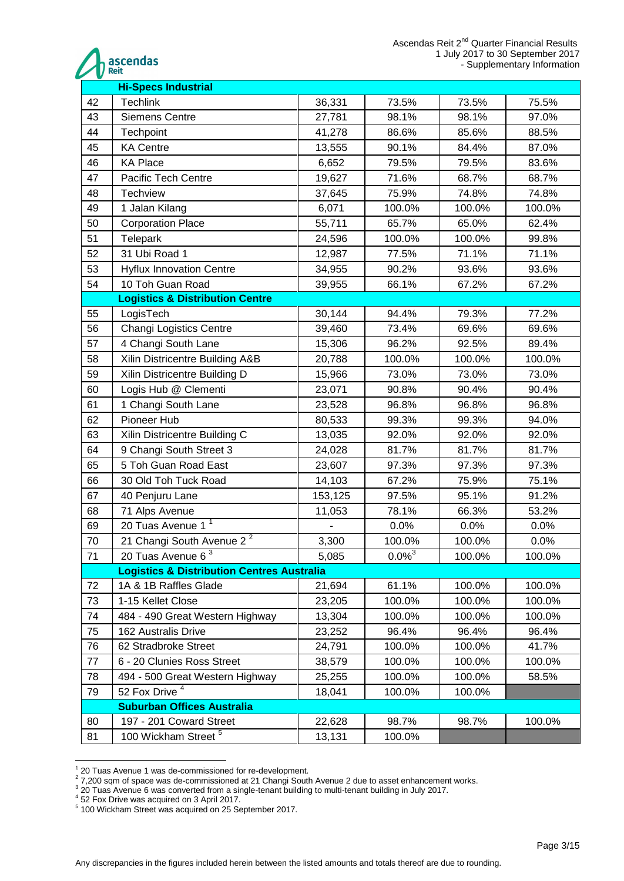| | | | | | |
|---|---|---|---|---|---|
| | **Hi-Specs Industrial** | | | | |
| 42 | Techlink | 36,331 | 73.5% | 73.5% | 75.5% |
| 43 | Siemens Centre | 27,781 | 98.1% | 98.1% | 97.0% |
| 44 | Techpoint | 41,278 | 86.6% | 85.6% | 88.5% |
| 45 | KA Centre | 13,555 | 90.1% | 84.4% | 87.0% |
| 46 | KA Place | 6,652 | 79.5% | 79.5% | 83.6% |
| 47 | Pacific Tech Centre | 19,627 | 71.6% | 68.7% | 68.7% |
| 48 | Techview | 37,645 | 75.9% | 74.8% | 74.8% |
| 49 | 1 Jalan Kilang | 6,071 | 100.0% | 100.0% | 100.0% |
| 50 | Corporation Place | 55,711 | 65.7% | 65.0% | 62.4% |
| 51 | Telepark | 24,596 | 100.0% | 100.0% | 99.8% |
| 52 | 31 Ubi Road 1 | 12,987 | 77.5% | 71.1% | 71.1% |
| 53 | Hyflux Innovation Centre | 34,955 | 90.2% | 93.6% | 93.6% |
| 54 | 10 Toh Guan Road | 39,955 | 66.1% | 67.2% | 67.2% |
| | **Logistics & Distribution Centre** | | | | |
| 55 | LogisTech | 30,144 | 94.4% | 79.3% | 77.2% |
| 56 | Changi Logistics Centre | 39,460 | 73.4% | 69.6% | 69.6% |
| 57 | 4 Changi South Lane | 15,306 | 96.2% | 92.5% | 89.4% |
| 58 | Xilin Districentre Building A&B | 20,788 | 100.0% | 100.0% | 100.0% |
| 59 | Xilin Districentre Building D | 15,966 | 73.0% | 73.0% | 73.0% |
| 60 | Logis Hub @ Clementi | 23,071 | 90.8% | 90.4% | 90.4% |
| 61 | 1 Changi South Lane | 23,528 | 96.8% | 96.8% | 96.8% |
| 62 | Pioneer Hub | 80,533 | 99.3% | 99.3% | 94.0% |
| 63 | Xilin Districentre Building C | 13,035 | 92.0% | 92.0% | 92.0% |
| 64 | 9 Changi South Street 3 | 24,028 | 81.7% | 81.7% | 81.7% |
| 65 | 5 Toh Guan Road East | 23,607 | 97.3% | 97.3% | 97.3% |
| 66 | 30 Old Toh Tuck Road | 14,103 | 67.2% | 75.9% | 75.1% |
| 67 | 40 Penjuru Lane | 153,125 | 97.5% | 95.1% | 91.2% |
| 68 | 71 Alps Avenue | 11,053 | 78.1% | 66.3% | 53.2% |
| 69 | 20 Tuas Avenue 1 [1] | - | 0.0% | 0.0% | 0.0% |
| 70 | 21 Changi South Avenue 2 [2] | 3,300 | 100.0% | 100.0% | 0.0% |
| 71 | 20 Tuas Avenue 6 [3] | 5,085 | 0.0%[3] | 100.0% | 100.0% |
| | **Logistics & Distribution Centres Australia** | | | | |
| 72 | 1A & 1B Raffles Glade | 21,694 | 61.1% | 100.0% | 100.0% |
| 73 | 1-15 Kellet Close | 23,205 | 100.0% | 100.0% | 100.0% |
| 74 | 484 - 490 Great Western Highway | 13,304 | 100.0% | 100.0% | 100.0% |
| 75 | 162 Australis Drive | 23,252 | 96.4% | 96.4% | 96.4% |
| 76 | 62 Stradbroke Street | 24,791 | 100.0% | 100.0% | 41.7% |
| 77 | 6 - 20 Clunies Ross Street | 38,579 | 100.0% | 100.0% | 100.0% |
| 78 | 494 - 500 Great Western Highway | 25,255 | 100.0% | 100.0% | 58.5% |
| 79 | 52 Fox Drive [4] | 18,041 | 100.0% | 100.0% | |
| | **Suburban Offices Australia** | | | | |
| 80 | 197 - 201 Coward Street | 22,628 | 98.7% | 98.7% | 100.0% |
| 81 | 100 Wickham Street [5] | 13,131 | 100.0% | | |

[1] 20 Tuas Avenue 1 was de-commissioned for re-development.
[2] 7,200 sqm of space was de-commissioned at 21 Changi South Avenue 2 due to asset enhancement works.
[3] 20 Tuas Avenue 6 was converted from a single-tenant building to multi-tenant building in July 2017.
[4] 52 Fox Drive was acquired on 3 April 2017.
[5] 100 Wickham Street was acquired on 25 September 2017.

Any discrepancies in the figures included herein between the listed amounts and totals thereof are due to rounding.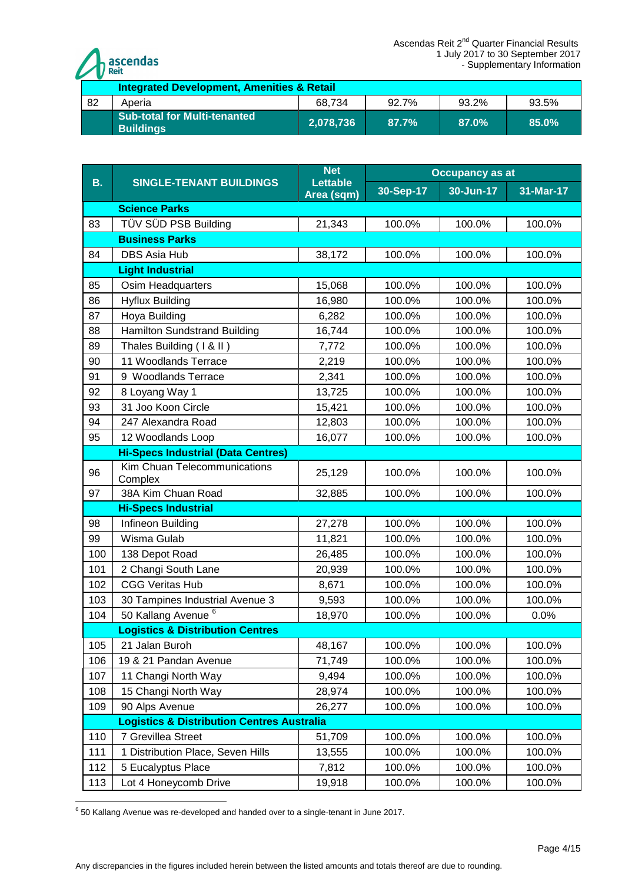| | Integrated Development, Amenities & Retail | | | | |
|---|---|---|---|---|---|
| 82 | Aperia | 68,734 | 92.7% | 93.2% | 93.5% |
| | **Sub-total for Multi-tenanted Buildings** | **2,078,736** | **87.7%** | **87.0%** | **85.0%** |

| B. | SINGLE-TENANT BUILDINGS | Net Lettable Area (sqm) | Occupancy as at | | |
|---|---|---|---|---|---|
| | | | 30-Sep-17 | 30-Jun-17 | 31-Mar-17 |
| | **Science Parks** | | | | |
| 83 | TÜV SÜD PSB Building | 21,343 | 100.0% | 100.0% | 100.0% |
| | **Business Parks** | | | | |
| 84 | DBS Asia Hub | 38,172 | 100.0% | 100.0% | 100.0% |
| | **Light Industrial** | | | | |
| 85 | Osim Headquarters | 15,068 | 100.0% | 100.0% | 100.0% |
| 86 | Hyflux Building | 16,980 | 100.0% | 100.0% | 100.0% |
| 87 | Hoya Building | 6,282 | 100.0% | 100.0% | 100.0% |
| 88 | Hamilton Sundstrand Building | 16,744 | 100.0% | 100.0% | 100.0% |
| 89 | Thales Building ( I & II ) | 7,772 | 100.0% | 100.0% | 100.0% |
| 90 | 11 Woodlands Terrace | 2,219 | 100.0% | 100.0% | 100.0% |
| 91 | 9 Woodlands Terrace | 2,341 | 100.0% | 100.0% | 100.0% |
| 92 | 8 Loyang Way 1 | 13,725 | 100.0% | 100.0% | 100.0% |
| 93 | 31 Joo Koon Circle | 15,421 | 100.0% | 100.0% | 100.0% |
| 94 | 247 Alexandra Road | 12,803 | 100.0% | 100.0% | 100.0% |
| 95 | 12 Woodlands Loop | 16,077 | 100.0% | 100.0% | 100.0% |
| | **Hi-Specs Industrial (Data Centres)** | | | | |
| 96 | Kim Chuan Telecommunications Complex | 25,129 | 100.0% | 100.0% | 100.0% |
| 97 | 38A Kim Chuan Road | 32,885 | 100.0% | 100.0% | 100.0% |
| | **Hi-Specs Industrial** | | | | |
| 98 | Infineon Building | 27,278 | 100.0% | 100.0% | 100.0% |
| 99 | Wisma Gulab | 11,821 | 100.0% | 100.0% | 100.0% |
| 100 | 138 Depot Road | 26,485 | 100.0% | 100.0% | 100.0% |
| 101 | 2 Changi South Lane | 20,939 | 100.0% | 100.0% | 100.0% |
| 102 | CGG Veritas Hub | 8,671 | 100.0% | 100.0% | 100.0% |
| 103 | 30 Tampines Industrial Avenue 3 | 9,593 | 100.0% | 100.0% | 100.0% |
| 104 | 50 Kallang Avenue [6] | 18,970 | 100.0% | 100.0% | 0.0% |
| | **Logistics & Distribution Centres** | | | | |
| 105 | 21 Jalan Buroh | 48,167 | 100.0% | 100.0% | 100.0% |
| 106 | 19 & 21 Pandan Avenue | 71,749 | 100.0% | 100.0% | 100.0% |
| 107 | 11 Changi North Way | 9,494 | 100.0% | 100.0% | 100.0% |
| 108 | 15 Changi North Way | 28,974 | 100.0% | 100.0% | 100.0% |
| 109 | 90 Alps Avenue | 26,277 | 100.0% | 100.0% | 100.0% |
| | **Logistics & Distribution Centres Australia** | | | | |
| 110 | 7 Grevillea Street | 51,709 | 100.0% | 100.0% | 100.0% |
| 111 | 1 Distribution Place, Seven Hills | 13,555 | 100.0% | 100.0% | 100.0% |
| 112 | 5 Eucalyptus Place | 7,812 | 100.0% | 100.0% | 100.0% |
| 113 | Lot 4 Honeycomb Drive | 19,918 | 100.0% | 100.0% | 100.0% |

[6] 50 Kallang Avenue was re-developed and handed over to a single-tenant in June 2017.

Any discrepancies in the figures included herein between the listed amounts and totals thereof are due to rounding.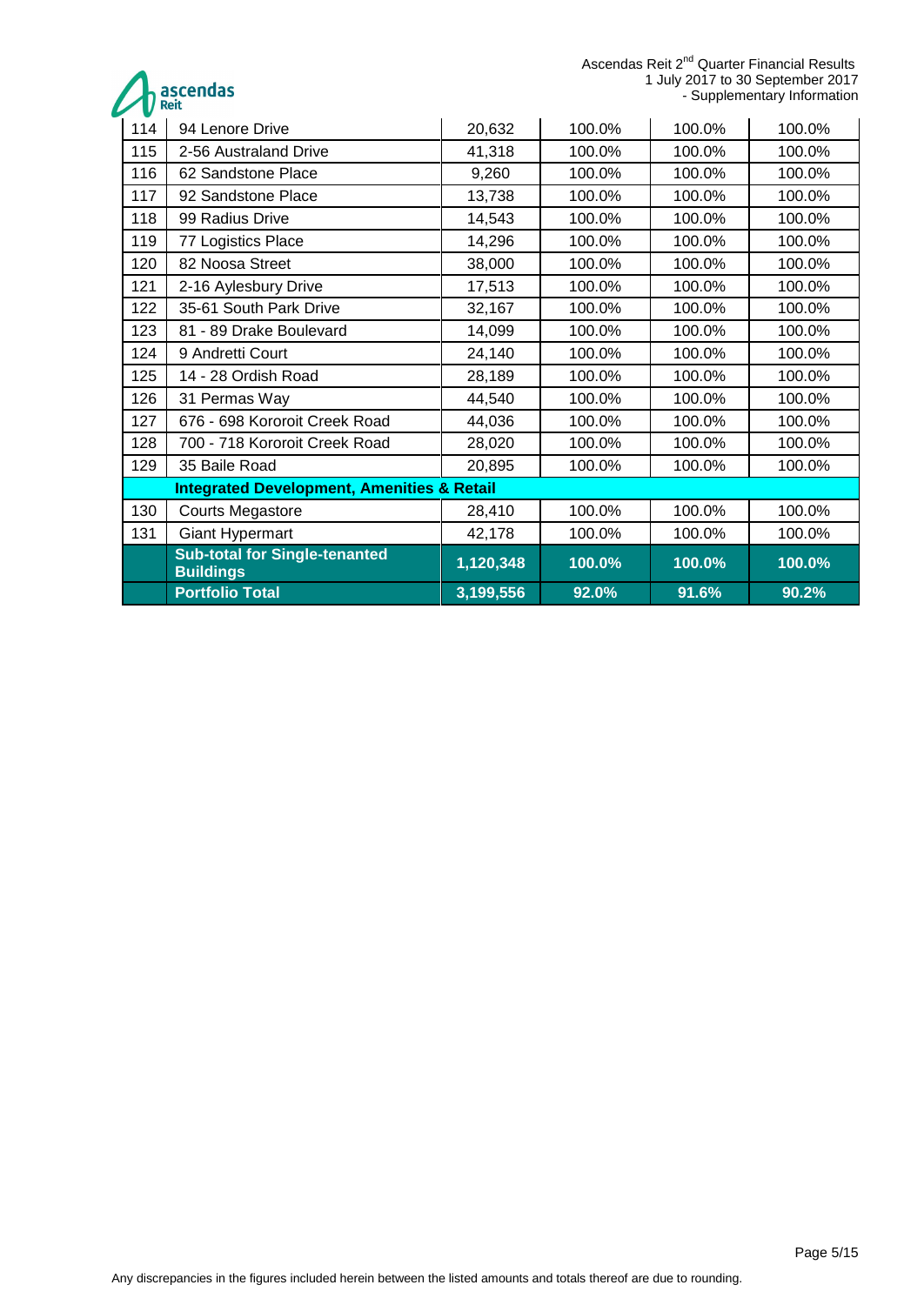| | | | | | |
|---|---|---|---|---|---|
| 114 | 94 Lenore Drive | 20,632 | 100.0% | 100.0% | 100.0% |
| 115 | 2-56 Australand Drive | 41,318 | 100.0% | 100.0% | 100.0% |
| 116 | 62 Sandstone Place | 9,260 | 100.0% | 100.0% | 100.0% |
| 117 | 92 Sandstone Place | 13,738 | 100.0% | 100.0% | 100.0% |
| 118 | 99 Radius Drive | 14,543 | 100.0% | 100.0% | 100.0% |
| 119 | 77 Logistics Place | 14,296 | 100.0% | 100.0% | 100.0% |
| 120 | 82 Noosa Street | 38,000 | 100.0% | 100.0% | 100.0% |
| 121 | 2-16 Aylesbury Drive | 17,513 | 100.0% | 100.0% | 100.0% |
| 122 | 35-61 South Park Drive | 32,167 | 100.0% | 100.0% | 100.0% |
| 123 | 81 - 89 Drake Boulevard | 14,099 | 100.0% | 100.0% | 100.0% |
| 124 | 9 Andretti Court | 24,140 | 100.0% | 100.0% | 100.0% |
| 125 | 14 - 28 Ordish Road | 28,189 | 100.0% | 100.0% | 100.0% |
| 126 | 31 Permas Way | 44,540 | 100.0% | 100.0% | 100.0% |
| 127 | 676 - 698 Kororoit Creek Road | 44,036 | 100.0% | 100.0% | 100.0% |
| 128 | 700 - 718 Kororoit Creek Road | 28,020 | 100.0% | 100.0% | 100.0% |
| 129 | 35 Baile Road | 20,895 | 100.0% | 100.0% | 100.0% |
| | **Integrated Development, Amenities & Retail** | | | | |
| 130 | Courts Megastore | 28,410 | 100.0% | 100.0% | 100.0% |
| 131 | Giant Hypermart | 42,178 | 100.0% | 100.0% | 100.0% |
| | **Sub-total for Single-tenanted Buildings** | **1,120,348** | **100.0%** | **100.0%** | **100.0%** |
| | **Portfolio Total** | **3,199,556** | **92.0%** | **91.6%** | **90.2%** |

Any discrepancies in the figures included herein between the listed amounts and totals thereof are due to rounding.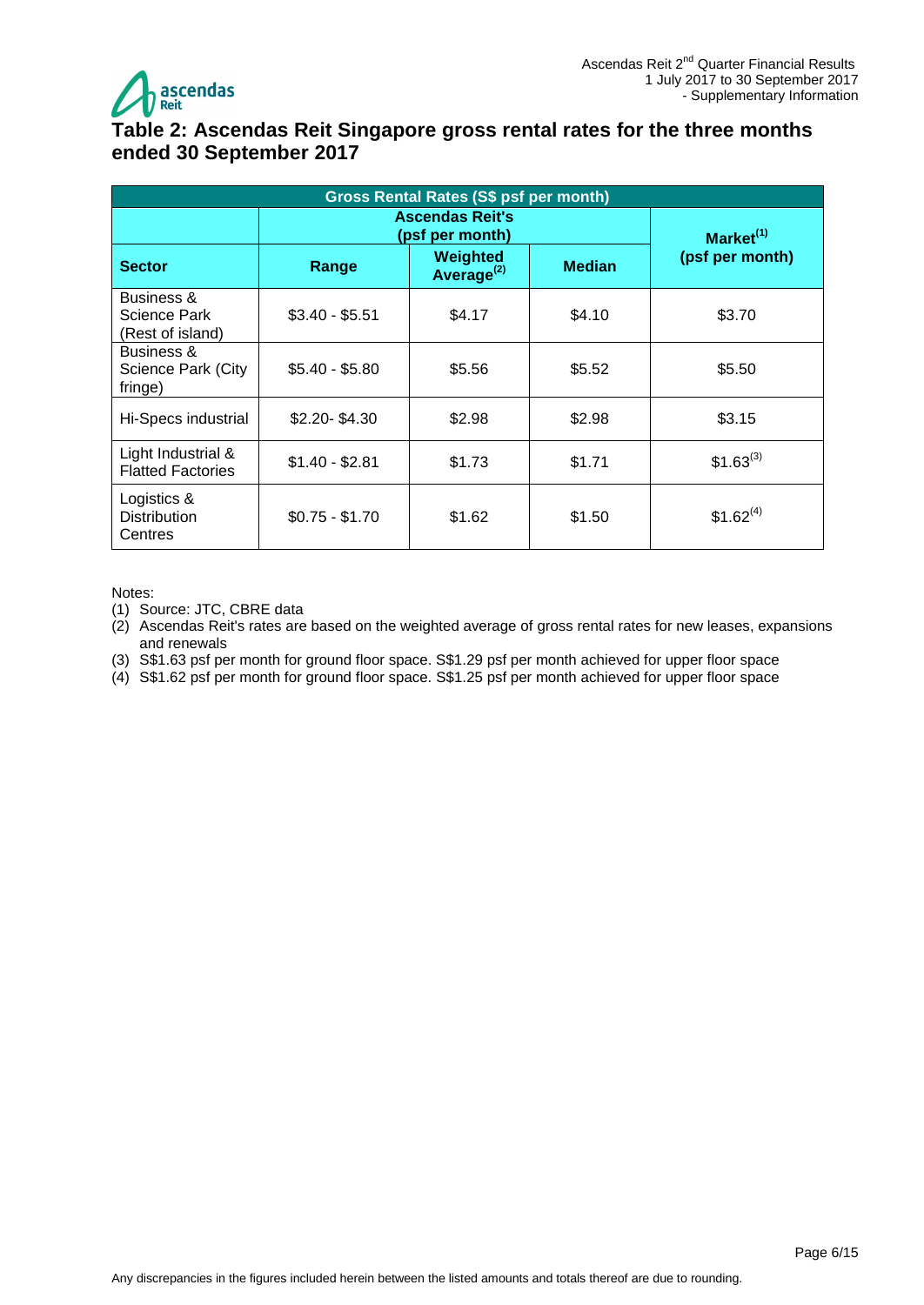## Table 2: Ascendas Reit Singapore gross rental rates for the three months ended 30 September 2017

| Gross Rental Rates (S$ psf per month) | | | | |
|---|---|---|---|---|
| | Ascendas Reit's (psf per month) | | | Market[1] (psf per month) |
| **Sector** | **Range** | **Weighted Average[2]** | **Median** | |
| Business & Science Park (Rest of island) | $3.40 - $5.51 | $4.17 | $4.10 | $3.70 |
| Business & Science Park (City fringe) | $5.40 - $5.80 | $5.56 | $5.52 | $5.50 |
| Hi-Specs industrial | $2.20- $4.30 | $2.98 | $2.98 | $3.15 |
| Light Industrial & Flatted Factories | $1.40 - $2.81 | $1.73 | $1.71 | $1.63[3] |
| Logistics & Distribution Centres | $0.75 - $1.70 | $1.62 | $1.50 | $1.62[4] |

Notes:

(1) Source: JTC, CBRE data

(2) Ascendas Reit's rates are based on the weighted average of gross rental rates for new leases, expansions and renewals

(3) S$1.63 psf per month for ground floor space. S$1.29 psf per month achieved for upper floor space

(4) S$1.62 psf per month for ground floor space. S$1.25 psf per month achieved for upper floor space

Any discrepancies in the figures included herein between the listed amounts and totals thereof are due to rounding.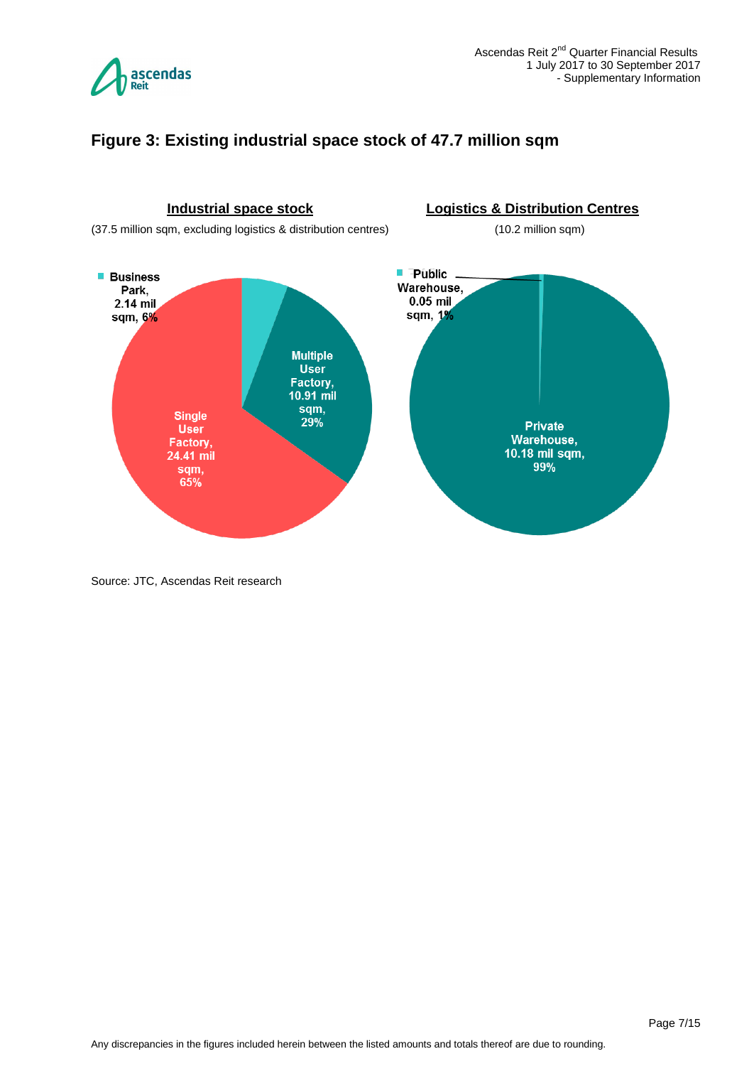## Figure 3: Existing industrial space stock of 47.7 million sqm

**Industrial space stock**

(37.5 million sqm, excluding logistics & distribution centres)

- Business Park, 2.14 mil sqm, 6%
- Multiple User Factory, 10.91 mil sqm, 29%
- Single User Factory, 24.41 mil sqm, 65%

**Logistics & Distribution Centres**

(10.2 million sqm)

- Public Warehouse, 0.05 mil sqm, 1%
- Private Warehouse, 10.18 mil sqm, 99%

Source: JTC, Ascendas Reit research

Any discrepancies in the figures included herein between the listed amounts and totals thereof are due to rounding.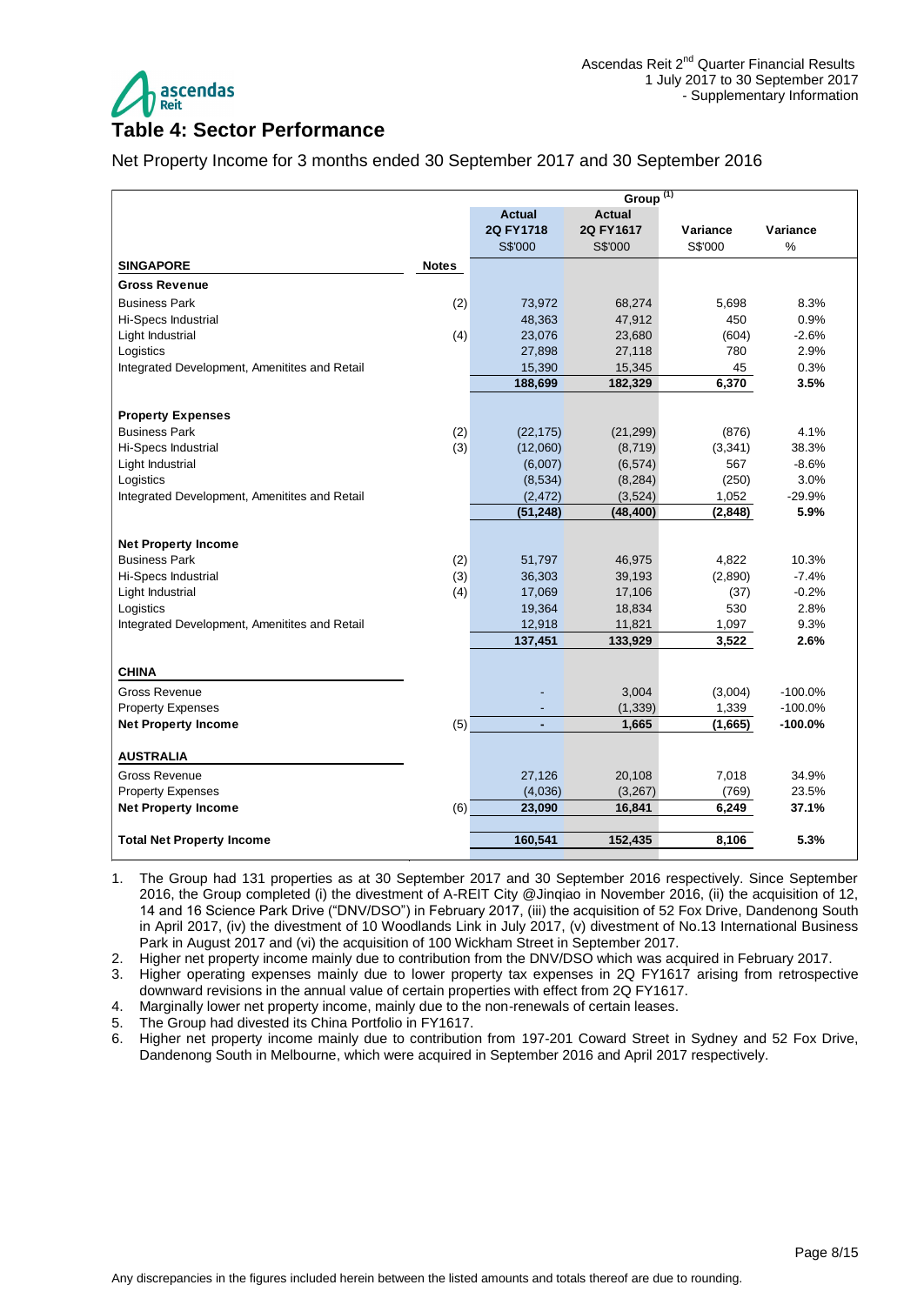# Table 4: Sector Performance

Net Property Income for 3 months ended 30 September 2017 and 30 September 2016

| | | Group (1) | | | |
|---|---|---|---|---|---|
| | | Actual 2Q FY1718 S$'000 | Actual 2Q FY1617 S$'000 | Variance S$'000 | Variance % |
| **SINGAPORE** | **Notes** | | | | |
| **Gross Revenue** | | | | | |
| Business Park | (2) | 73,972 | 68,274 | 5,698 | 8.3% |
| Hi-Specs Industrial | | 48,363 | 47,912 | 450 | 0.9% |
| Light Industrial | (4) | 23,076 | 23,680 | (604) | -2.6% |
| Logistics | | 27,898 | 27,118 | 780 | 2.9% |
| Integrated Development, Amenitites and Retail | | 15,390 | 15,345 | 45 | 0.3% |
| | | **188,699** | **182,329** | **6,370** | **3.5%** |
| **Property Expenses** | | | | | |
| Business Park | (2) | (22,175) | (21,299) | (876) | 4.1% |
| Hi-Specs Industrial | (3) | (12,060) | (8,719) | (3,341) | 38.3% |
| Light Industrial | | (6,007) | (6,574) | 567 | -8.6% |
| Logistics | | (8,534) | (8,284) | (250) | 3.0% |
| Integrated Development, Amenitites and Retail | | (2,472) | (3,524) | 1,052 | -29.9% |
| | | **(51,248)** | **(48,400)** | **(2,848)** | **5.9%** |
| **Net Property Income** | | | | | |
| Business Park | (2) | 51,797 | 46,975 | 4,822 | 10.3% |
| Hi-Specs Industrial | (3) | 36,303 | 39,193 | (2,890) | -7.4% |
| Light Industrial | (4) | 17,069 | 17,106 | (37) | -0.2% |
| Logistics | | 19,364 | 18,834 | 530 | 2.8% |
| Integrated Development, Amenitites and Retail | | 12,918 | 11,821 | 1,097 | 9.3% |
| | | **137,451** | **133,929** | **3,522** | **2.6%** |
| **CHINA** | | | | | |
| Gross Revenue | | - | 3,004 | (3,004) | -100.0% |
| Property Expenses | | - | (1,339) | 1,339 | -100.0% |
| **Net Property Income** | (5) | **-** | **1,665** | **(1,665)** | **-100.0%** |
| **AUSTRALIA** | | | | | |
| Gross Revenue | | 27,126 | 20,108 | 7,018 | 34.9% |
| Property Expenses | | (4,036) | (3,267) | (769) | 23.5% |
| **Net Property Income** | (6) | **23,090** | **16,841** | **6,249** | **37.1%** |
| **Total Net Property Income** | | **160,541** | **152,435** | **8,106** | **5.3%** |

1. The Group had 131 properties as at 30 September 2017 and 30 September 2016 respectively. Since September 2016, the Group completed (i) the divestment of A-REIT City @Jinqiao in November 2016, (ii) the acquisition of 12, 14 and 16 Science Park Drive ("DNV/DSO") in February 2017, (iii) the acquisition of 52 Fox Drive, Dandenong South in April 2017, (iv) the divestment of 10 Woodlands Link in July 2017, (v) divestment of No.13 International Business Park in August 2017 and (vi) the acquisition of 100 Wickham Street in September 2017.
2. Higher net property income mainly due to contribution from the DNV/DSO which was acquired in February 2017.
3. Higher operating expenses mainly due to lower property tax expenses in 2Q FY1617 arising from retrospective downward revisions in the annual value of certain properties with effect from 2Q FY1617.
4. Marginally lower net property income, mainly due to the non-renewals of certain leases.
5. The Group had divested its China Portfolio in FY1617.
6. Higher net property income mainly due to contribution from 197-201 Coward Street in Sydney and 52 Fox Drive, Dandenong South in Melbourne, which were acquired in September 2016 and April 2017 respectively.

Any discrepancies in the figures included herein between the listed amounts and totals thereof are due to rounding.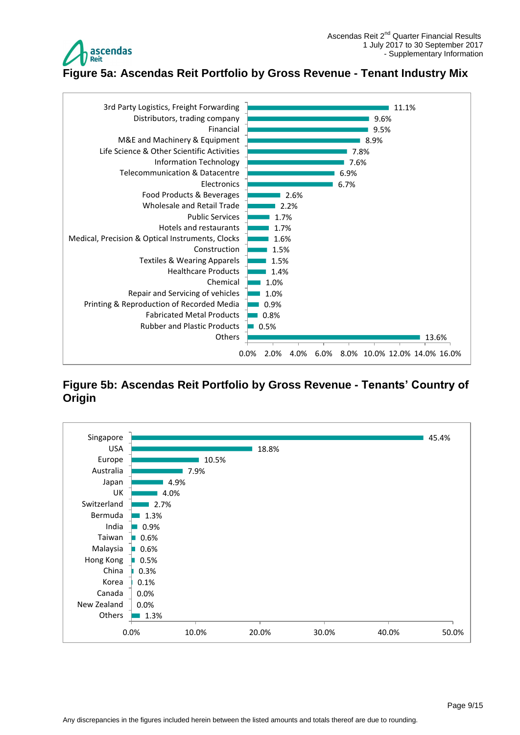## Figure 5a: Ascendas Reit Portfolio by Gross Revenue - Tenant Industry Mix

| Tenant Industry | % of Gross Revenue |
|---|---|
| 3rd Party Logistics, Freight Forwarding | 11.1% |
| Distributors, trading company | 9.6% |
| Financial | 9.5% |
| M&E and Machinery & Equipment | 8.9% |
| Life Science & Other Scientific Activities | 7.8% |
| Information Technology | 7.6% |
| Telecommunication & Datacentre | 6.9% |
| Electronics | 6.7% |
| Food Products & Beverages | 2.6% |
| Wholesale and Retail Trade | 2.2% |
| Public Services | 1.7% |
| Hotels and restaurants | 1.7% |
| Medical, Precision & Optical Instruments, Clocks | 1.6% |
| Construction | 1.5% |
| Textiles & Wearing Apparels | 1.5% |
| Healthcare Products | 1.4% |
| Chemical | 1.0% |
| Repair and Servicing of vehicles | 1.0% |
| Printing & Reproduction of Recorded Media | 0.9% |
| Fabricated Metal Products | 0.8% |
| Rubber and Plastic Products | 0.5% |
| Others | 13.6% |

## Figure 5b: Ascendas Reit Portfolio by Gross Revenue - Tenants' Country of Origin

| Country of Origin | % of Gross Revenue |
|---|---|
| Singapore | 45.4% |
| USA | 18.8% |
| Europe | 10.5% |
| Australia | 7.9% |
| Japan | 4.9% |
| UK | 4.0% |
| Switzerland | 2.7% |
| Bermuda | 1.3% |
| India | 0.9% |
| Taiwan | 0.6% |
| Malaysia | 0.6% |
| Hong Kong | 0.5% |
| China | 0.3% |
| Korea | 0.1% |
| Canada | 0.0% |
| New Zealand | 0.0% |
| Others | 1.3% |

Any discrepancies in the figures included herein between the listed amounts and totals thereof are due to rounding.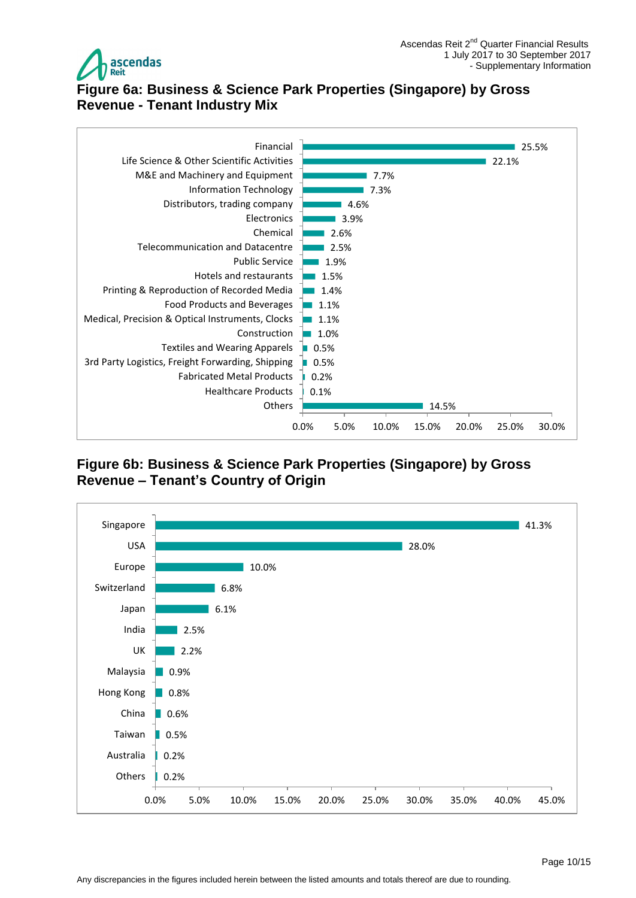## Figure 6a: Business & Science Park Properties (Singapore) by Gross Revenue - Tenant Industry Mix

| Tenant Industry | % of Gross Revenue |
|---|---|
| Financial | 25.5% |
| Life Science & Other Scientific Activities | 22.1% |
| M&E and Machinery and Equipment | 7.7% |
| Information Technology | 7.3% |
| Distributors, trading company | 4.6% |
| Electronics | 3.9% |
| Chemical | 2.6% |
| Telecommunication and Datacentre | 2.5% |
| Public Service | 1.9% |
| Hotels and restaurants | 1.5% |
| Printing & Reproduction of Recorded Media | 1.4% |
| Food Products and Beverages | 1.1% |
| Medical, Precision & Optical Instruments, Clocks | 1.1% |
| Construction | 1.0% |
| Textiles and Wearing Apparels | 0.5% |
| 3rd Party Logistics, Freight Forwarding, Shipping | 0.5% |
| Fabricated Metal Products | 0.2% |
| Healthcare Products | 0.1% |
| Others | 14.5% |

## Figure 6b: Business & Science Park Properties (Singapore) by Gross Revenue – Tenant's Country of Origin

| Country of Origin | % of Gross Revenue |
|---|---|
| Singapore | 41.3% |
| USA | 28.0% |
| Europe | 10.0% |
| Switzerland | 6.8% |
| Japan | 6.1% |
| India | 2.5% |
| UK | 2.2% |
| Malaysia | 0.9% |
| Hong Kong | 0.8% |
| China | 0.6% |
| Taiwan | 0.5% |
| Australia | 0.2% |
| Others | 0.2% |

Any discrepancies in the figures included herein between the listed amounts and totals thereof are due to rounding.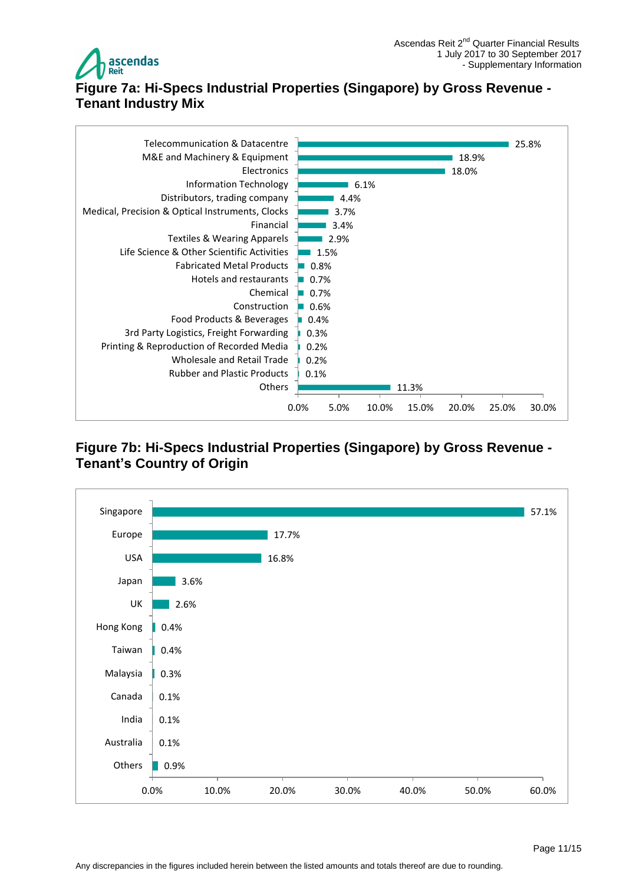## Figure 7a: Hi-Specs Industrial Properties (Singapore) by Gross Revenue - Tenant Industry Mix

| Tenant Industry | % of Gross Revenue |
|---|---|
| Telecommunication & Datacentre | 25.8% |
| M&E and Machinery & Equipment | 18.9% |
| Electronics | 18.0% |
| Information Technology | 6.1% |
| Distributors, trading company | 4.4% |
| Medical, Precision & Optical Instruments, Clocks | 3.7% |
| Financial | 3.4% |
| Textiles & Wearing Apparels | 2.9% |
| Life Science & Other Scientific Activities | 1.5% |
| Fabricated Metal Products | 0.8% |
| Hotels and restaurants | 0.7% |
| Chemical | 0.7% |
| Construction | 0.6% |
| Food Products & Beverages | 0.4% |
| 3rd Party Logistics, Freight Forwarding | 0.3% |
| Printing & Reproduction of Recorded Media | 0.2% |
| Wholesale and Retail Trade | 0.2% |
| Rubber and Plastic Products | 0.1% |
| Others | 11.3% |

## Figure 7b: Hi-Specs Industrial Properties (Singapore) by Gross Revenue - Tenant's Country of Origin

| Country of Origin | % of Gross Revenue |
|---|---|
| Singapore | 57.1% |
| Europe | 17.7% |
| USA | 16.8% |
| Japan | 3.6% |
| UK | 2.6% |
| Hong Kong | 0.4% |
| Taiwan | 0.4% |
| Malaysia | 0.3% |
| Canada | 0.1% |
| India | 0.1% |
| Australia | 0.1% |
| Others | 0.9% |

Any discrepancies in the figures included herein between the listed amounts and totals thereof are due to rounding.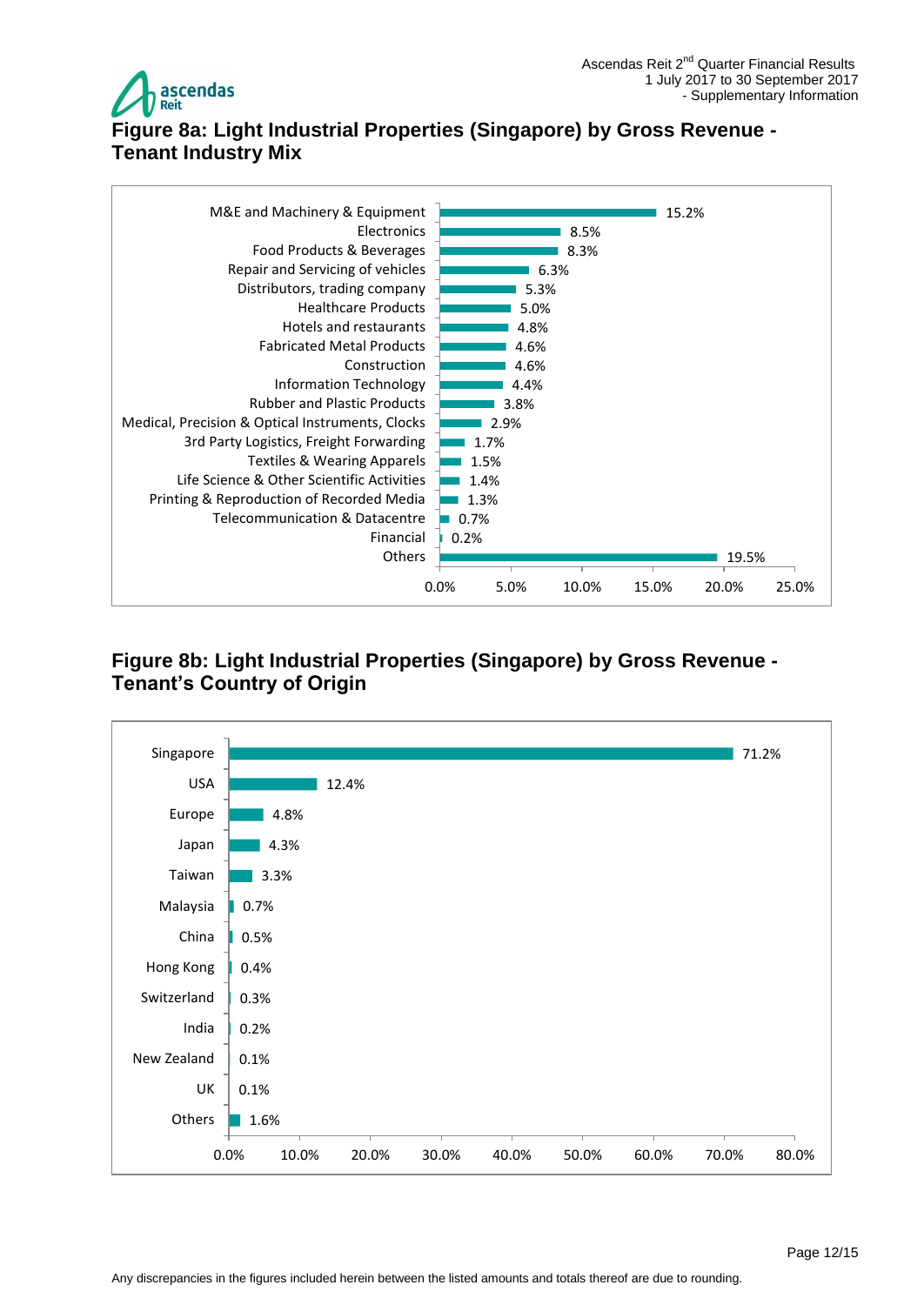## Figure 8a: Light Industrial Properties (Singapore) by Gross Revenue - Tenant Industry Mix

| Tenant Industry | % |
|---|---|
| M&E and Machinery & Equipment | 15.2% |
| Electronics | 8.5% |
| Food Products & Beverages | 8.3% |
| Repair and Servicing of vehicles | 6.3% |
| Distributors, trading company | 5.3% |
| Healthcare Products | 5.0% |
| Hotels and restaurants | 4.8% |
| Fabricated Metal Products | 4.6% |
| Construction | 4.6% |
| Information Technology | 4.4% |
| Rubber and Plastic Products | 3.8% |
| Medical, Precision & Optical Instruments, Clocks | 2.9% |
| 3rd Party Logistics, Freight Forwarding | 1.7% |
| Textiles & Wearing Apparels | 1.5% |
| Life Science & Other Scientific Activities | 1.4% |
| Printing & Reproduction of Recorded Media | 1.3% |
| Telecommunication & Datacentre | 0.7% |
| Financial | 0.2% |
| Others | 19.5% |

## Figure 8b: Light Industrial Properties (Singapore) by Gross Revenue - Tenant's Country of Origin

| Country of Origin | % |
|---|---|
| Singapore | 71.2% |
| USA | 12.4% |
| Europe | 4.8% |
| Japan | 4.3% |
| Taiwan | 3.3% |
| Malaysia | 0.7% |
| China | 0.5% |
| Hong Kong | 0.4% |
| Switzerland | 0.3% |
| India | 0.2% |
| New Zealand | 0.1% |
| UK | 0.1% |
| Others | 1.6% |

Any discrepancies in the figures included herein between the listed amounts and totals thereof are due to rounding.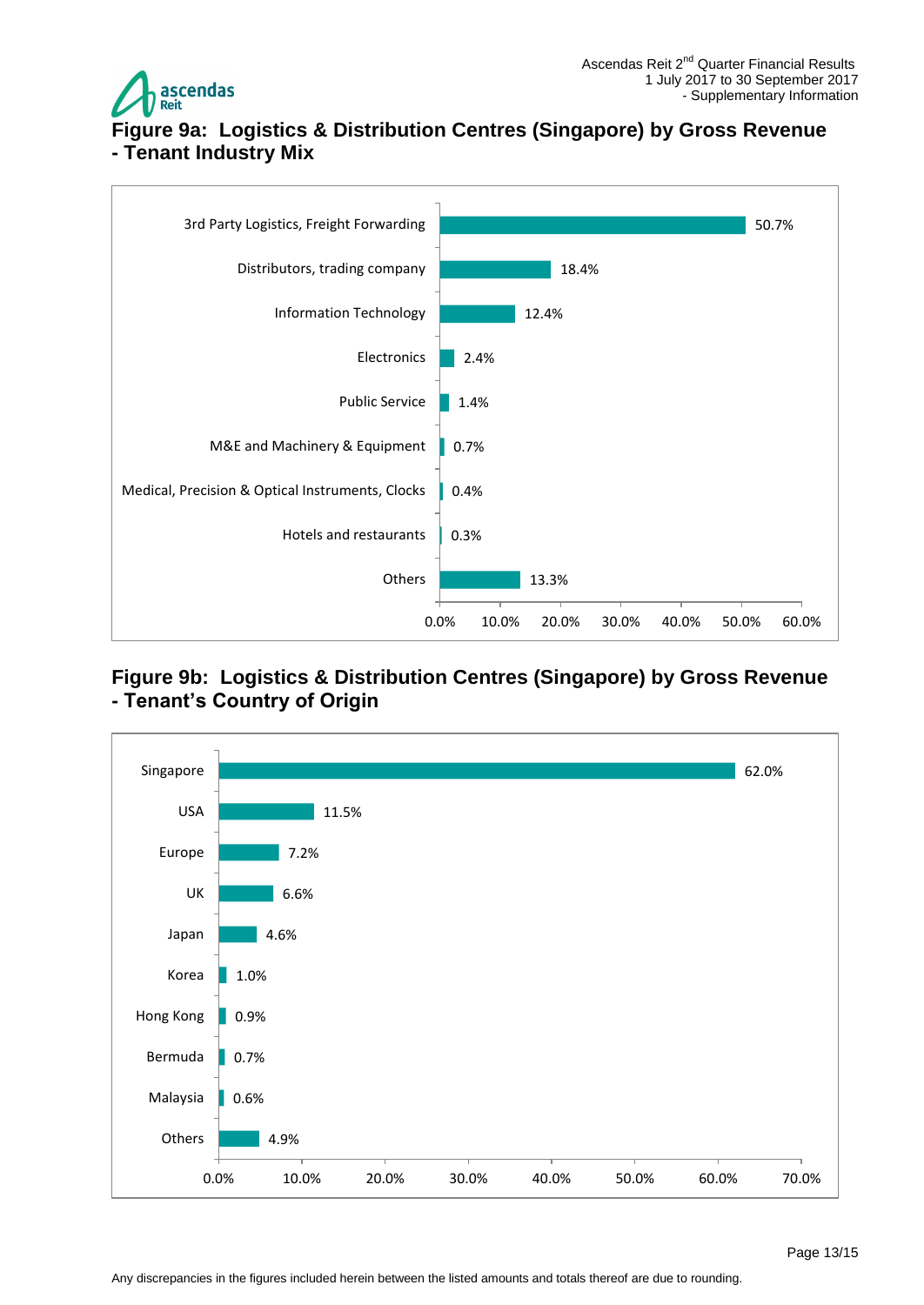## Figure 9a: Logistics & Distribution Centres (Singapore) by Gross Revenue - Tenant Industry Mix

| Tenant Industry | % of Gross Revenue |
|---|---|
| 3rd Party Logistics, Freight Forwarding | 50.7% |
| Distributors, trading company | 18.4% |
| Information Technology | 12.4% |
| Electronics | 2.4% |
| Public Service | 1.4% |
| M&E and Machinery & Equipment | 0.7% |
| Medical, Precision & Optical Instruments, Clocks | 0.4% |
| Hotels and restaurants | 0.3% |
| Others | 13.3% |

## Figure 9b: Logistics & Distribution Centres (Singapore) by Gross Revenue - Tenant's Country of Origin

| Country of Origin | % of Gross Revenue |
|---|---|
| Singapore | 62.0% |
| USA | 11.5% |
| Europe | 7.2% |
| UK | 6.6% |
| Japan | 4.6% |
| Korea | 1.0% |
| Hong Kong | 0.9% |
| Bermuda | 0.7% |
| Malaysia | 0.6% |
| Others | 4.9% |

Any discrepancies in the figures included herein between the listed amounts and totals thereof are due to rounding.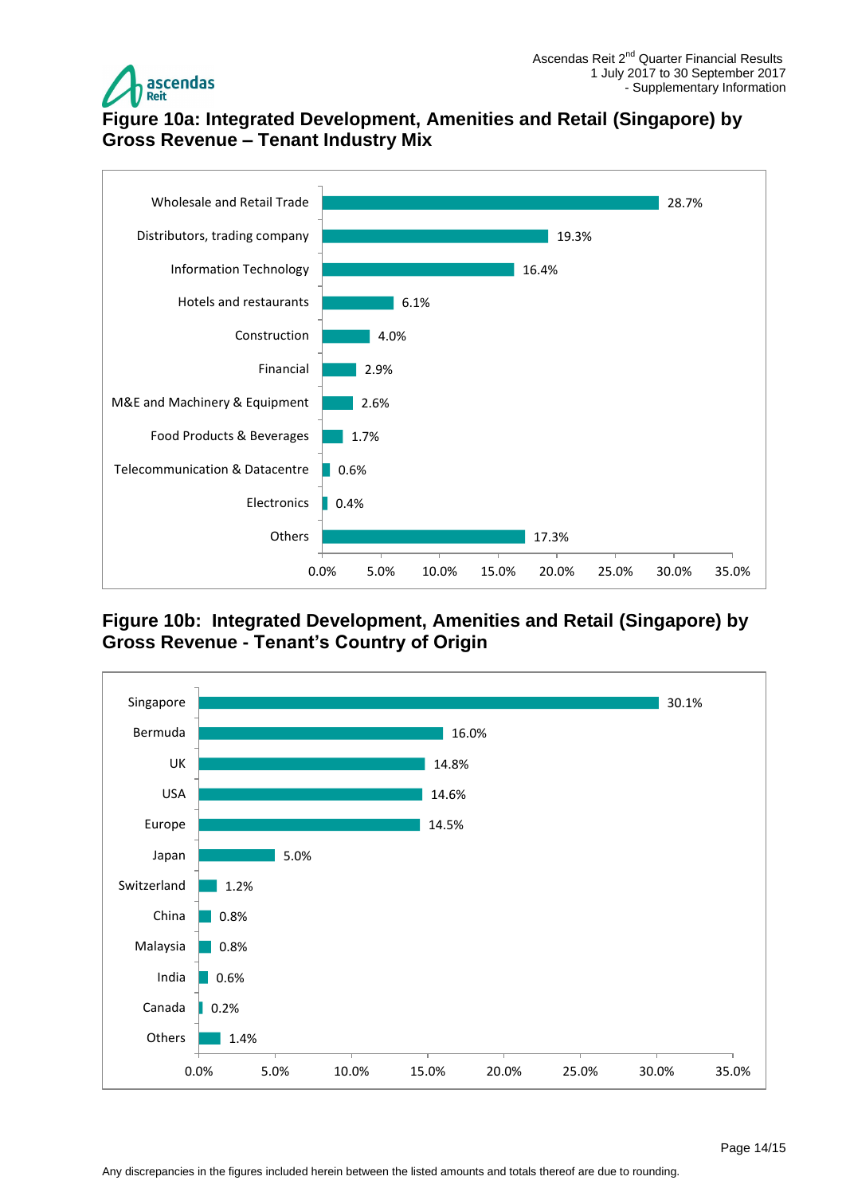## Figure 10a: Integrated Development, Amenities and Retail (Singapore) by Gross Revenue – Tenant Industry Mix

| Tenant Industry | Gross Revenue |
|---|---|
| Wholesale and Retail Trade | 28.7% |
| Distributors, trading company | 19.3% |
| Information Technology | 16.4% |
| Hotels and restaurants | 6.1% |
| Construction | 4.0% |
| Financial | 2.9% |
| M&E and Machinery & Equipment | 2.6% |
| Food Products & Beverages | 1.7% |
| Telecommunication & Datacentre | 0.6% |
| Electronics | 0.4% |
| Others | 17.3% |

## Figure 10b: Integrated Development, Amenities and Retail (Singapore) by Gross Revenue - Tenant's Country of Origin

| Country of Origin | Gross Revenue |
|---|---|
| Singapore | 30.1% |
| Bermuda | 16.0% |
| UK | 14.8% |
| USA | 14.6% |
| Europe | 14.5% |
| Japan | 5.0% |
| Switzerland | 1.2% |
| China | 0.8% |
| Malaysia | 0.8% |
| India | 0.6% |
| Canada | 0.2% |
| Others | 1.4% |

Any discrepancies in the figures included herein between the listed amounts and totals thereof are due to rounding.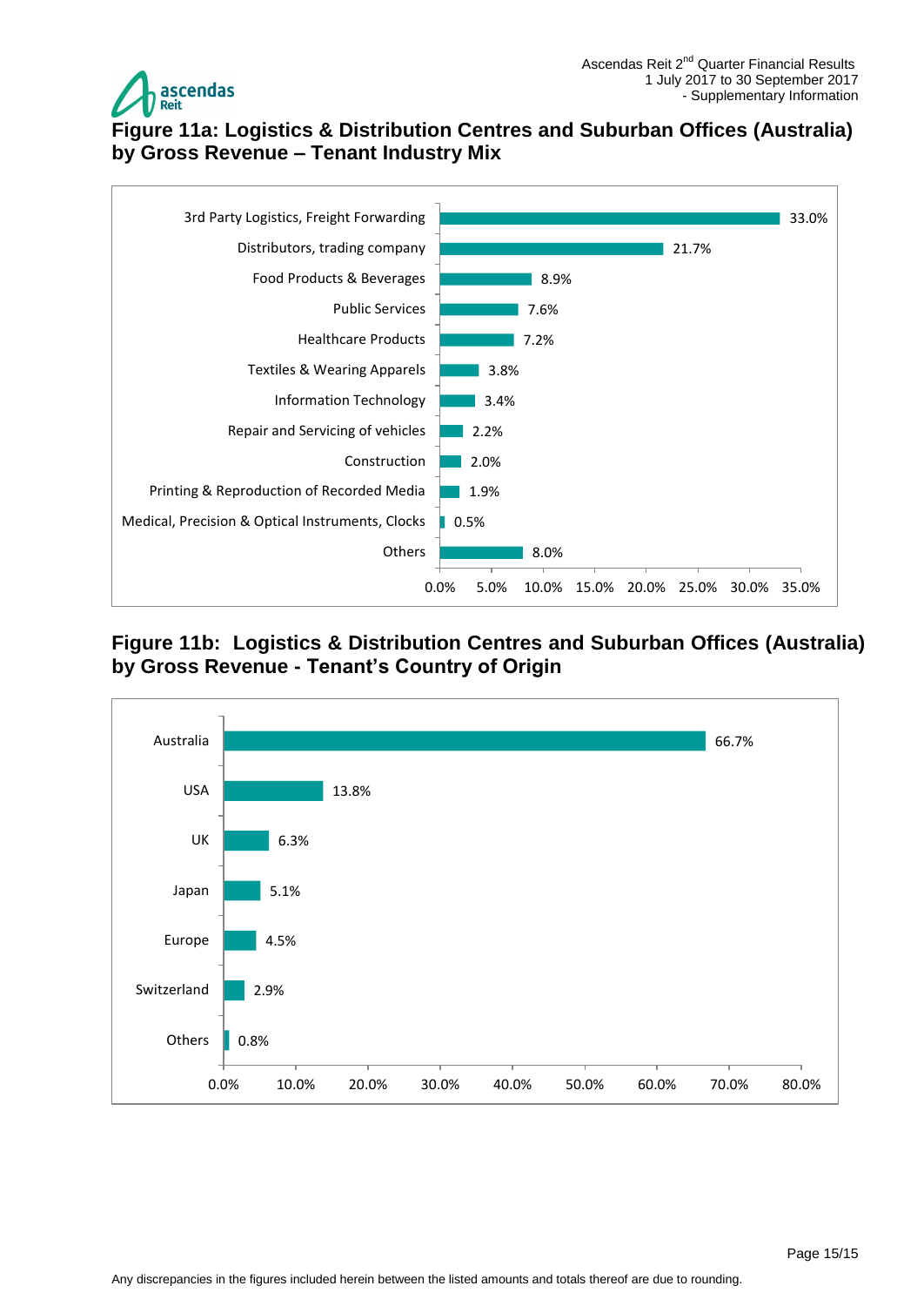## Figure 11a: Logistics & Distribution Centres and Suburban Offices (Australia) by Gross Revenue – Tenant Industry Mix

3rd Party Logistics, Freight Forwarding 33.0%
Distributors, trading company 21.7%
Food Products & Beverages 8.9%
Public Services 7.6%
Healthcare Products 7.2%
Textiles & Wearing Apparels 3.8%
Information Technology 3.4%
Repair and Servicing of vehicles 2.2%
Construction 2.0%
Printing & Reproduction of Recorded Media 1.9%
Medical, Precision & Optical Instruments, Clocks 0.5%
Others 8.0%

0.0% 5.0% 10.0% 15.0% 20.0% 25.0% 30.0% 35.0%

## Figure 11b: Logistics & Distribution Centres and Suburban Offices (Australia) by Gross Revenue - Tenant's Country of Origin

Australia 66.7%
USA 13.8%
UK 6.3%
Japan 5.1%
Europe 4.5%
Switzerland 2.9%
Others 0.8%

0.0% 10.0% 20.0% 30.0% 40.0% 50.0% 60.0% 70.0% 80.0%

Any discrepancies in the figures included herein between the listed amounts and totals thereof are due to rounding.